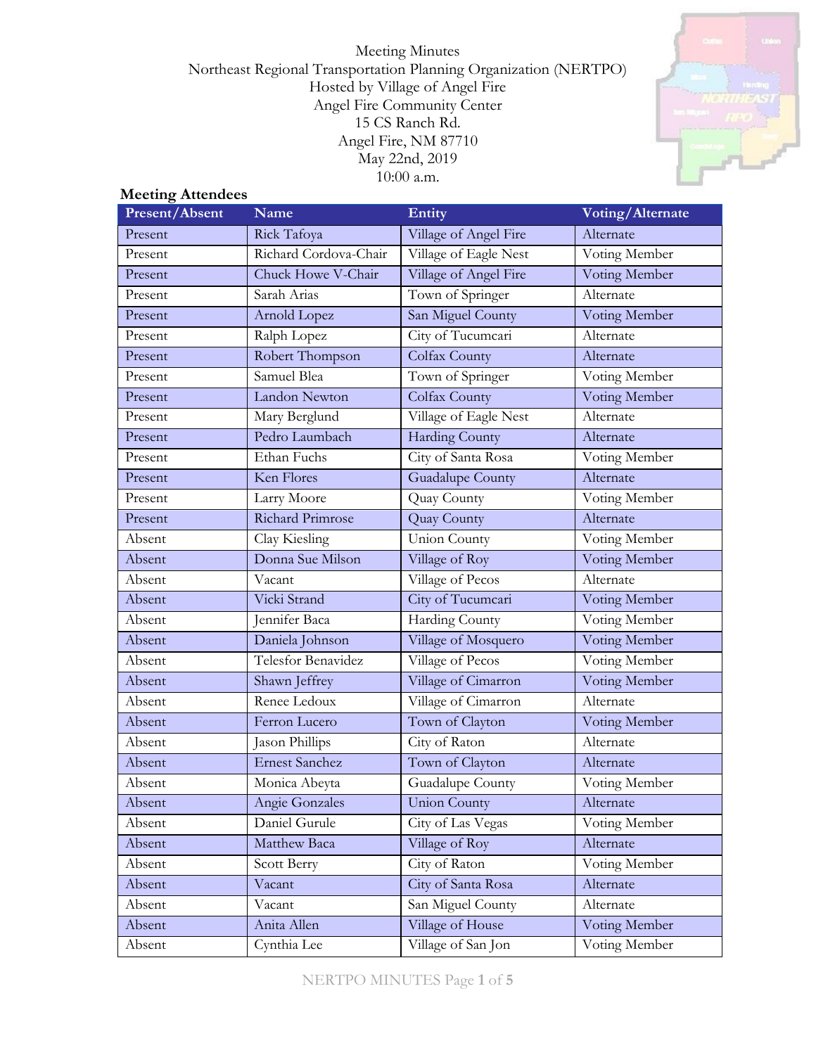Meeting Minutes

Northeast Regional Transportation Planning Organization (NERTPO)

Hosted by Village of Angel Fire

Angel Fire Community Center

15 CS Ranch Rd.

Angel Fire, NM 87710

May 22nd, 2019

10:00 a.m.

**Meeting Attendees**

| Present/Absent | Name | Entity | Voting/Alternate |
|---|---|---|---|
| Present | Rick Tafoya | Village of Angel Fire | Alternate |
| Present | Richard Cordova-Chair | Village of Eagle Nest | Voting Member |
| Present | Chuck Howe V-Chair | Village of Angel Fire | Voting Member |
| Present | Sarah Arias | Town of Springer | Alternate |
| Present | Arnold Lopez | San Miguel County | Voting Member |
| Present | Ralph Lopez | City of Tucumcari | Alternate |
| Present | Robert Thompson | Colfax County | Alternate |
| Present | Samuel Blea | Town of Springer | Voting Member |
| Present | Landon Newton | Colfax County | Voting Member |
| Present | Mary Berglund | Village of Eagle Nest | Alternate |
| Present | Pedro Laumbach | Harding County | Alternate |
| Present | Ethan Fuchs | City of Santa Rosa | Voting Member |
| Present | Ken Flores | Guadalupe County | Alternate |
| Present | Larry Moore | Quay County | Voting Member |
| Present | Richard Primrose | Quay County | Alternate |
| Absent | Clay Kiesling | Union County | Voting Member |
| Absent | Donna Sue Milson | Village of Roy | Voting Member |
| Absent | Vacant | Village of Pecos | Alternate |
| Absent | Vicki Strand | City of Tucumcari | Voting Member |
| Absent | Jennifer Baca | Harding County | Voting Member |
| Absent | Daniela Johnson | Village of Mosquero | Voting Member |
| Absent | Telesfor Benavidez | Village of Pecos | Voting Member |
| Absent | Shawn Jeffrey | Village of Cimarron | Voting Member |
| Absent | Renee Ledoux | Village of Cimarron | Alternate |
| Absent | Ferron Lucero | Town of Clayton | Voting Member |
| Absent | Jason Phillips | City of Raton | Alternate |
| Absent | Ernest Sanchez | Town of Clayton | Alternate |
| Absent | Monica Abeyta | Guadalupe County | Voting Member |
| Absent | Angie Gonzales | Union County | Alternate |
| Absent | Daniel Gurule | City of Las Vegas | Voting Member |
| Absent | Matthew Baca | Village of Roy | Alternate |
| Absent | Scott Berry | City of Raton | Voting Member |
| Absent | Vacant | City of Santa Rosa | Alternate |
| Absent | Vacant | San Miguel County | Alternate |
| Absent | Anita Allen | Village of House | Voting Member |
| Absent | Cynthia Lee | Village of San Jon | Voting Member |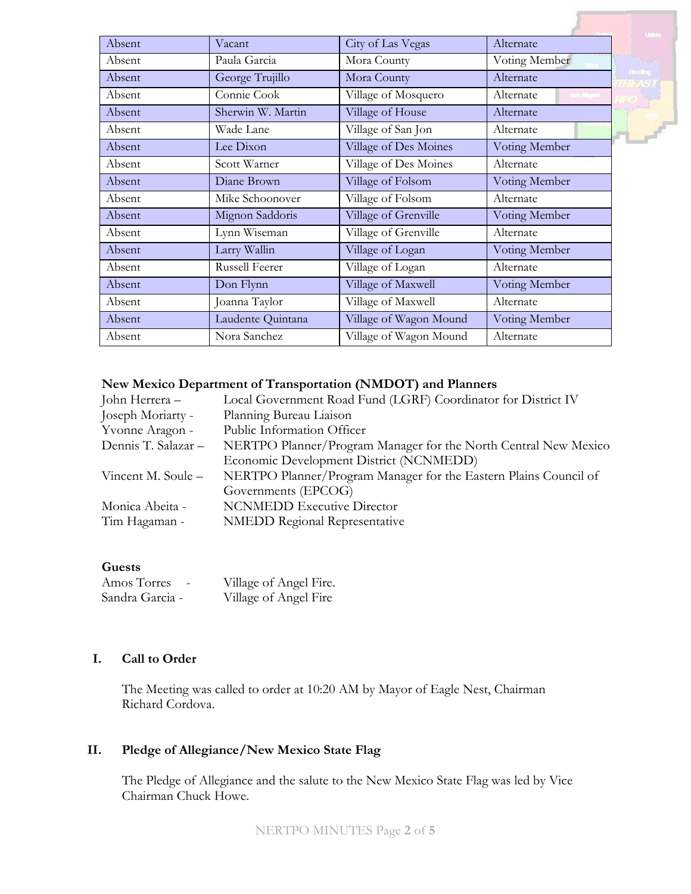| Absent | Vacant | City of Las Vegas | Alternate |
|---|---|---|---|
| Absent | Paula Garcia | Mora County | Voting Member |
| Absent | George Trujillo | Mora County | Alternate |
| Absent | Connie Cook | Village of Mosquero | Alternate |
| Absent | Sherwin W. Martin | Village of House | Alternate |
| Absent | Wade Lane | Village of San Jon | Alternate |
| Absent | Lee Dixon | Village of Des Moines | Voting Member |
| Absent | Scott Warner | Village of Des Moines | Alternate |
| Absent | Diane Brown | Village of Folsom | Voting Member |
| Absent | Mike Schoonover | Village of Folsom | Alternate |
| Absent | Mignon Saddoris | Village of Grenville | Voting Member |
| Absent | Lynn Wiseman | Village of Grenville | Alternate |
| Absent | Larry Wallin | Village of Logan | Voting Member |
| Absent | Russell Feerer | Village of Logan | Alternate |
| Absent | Don Flynn | Village of Maxwell | Voting Member |
| Absent | Joanna Taylor | Village of Maxwell | Alternate |
| Absent | Laudente Quintana | Village of Wagon Mound | Voting Member |
| Absent | Nora Sanchez | Village of Wagon Mound | Alternate |

**New Mexico Department of Transportation (NMDOT) and Planners**

John Herrera – Local Government Road Fund (LGRF) Coordinator for District IV
Joseph Moriarty - Planning Bureau Liaison
Yvonne Aragon - Public Information Officer
Dennis T. Salazar – NERTPO Planner/Program Manager for the North Central New Mexico Economic Development District (NCNMEDD)
Vincent M. Soule – NERTPO Planner/Program Manager for the Eastern Plains Council of Governments (EPCOG)
Monica Abeita - NCNMEDD Executive Director
Tim Hagaman - NMEDD Regional Representative

**Guests**

Amos Torres - Village of Angel Fire.
Sandra Garcia - Village of Angel Fire

## I. Call to Order

The Meeting was called to order at 10:20 AM by Mayor of Eagle Nest, Chairman Richard Cordova.

## II. Pledge of Allegiance/New Mexico State Flag

The Pledge of Allegiance and the salute to the New Mexico State Flag was led by Vice Chairman Chuck Howe.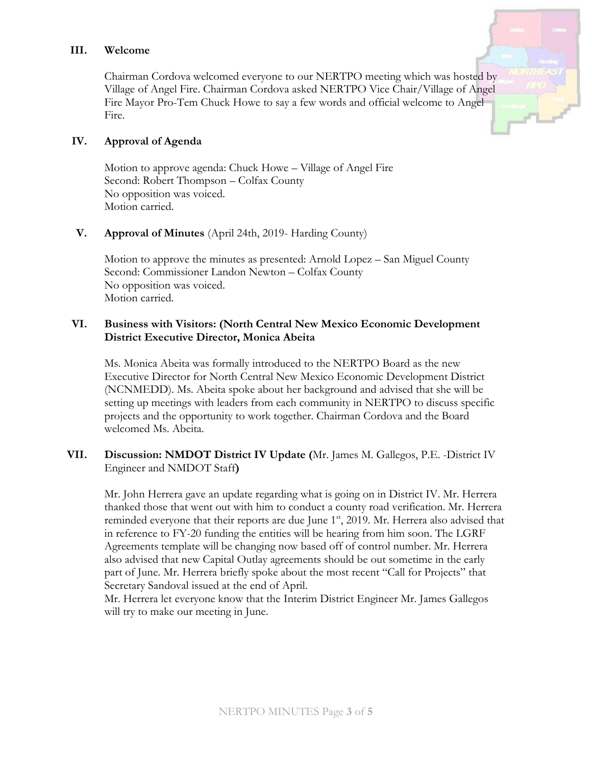## III. Welcome

Chairman Cordova welcomed everyone to our NERTPO meeting which was hosted by Village of Angel Fire. Chairman Cordova asked NERTPO Vice Chair/Village of Angel Fire Mayor Pro-Tem Chuck Howe to say a few words and official welcome to Angel Fire.

## IV. Approval of Agenda

Motion to approve agenda: Chuck Howe – Village of Angel Fire
Second: Robert Thompson – Colfax County
No opposition was voiced.
Motion carried.

## V. Approval of Minutes (April 24th, 2019- Harding County)

Motion to approve the minutes as presented: Arnold Lopez – San Miguel County
Second: Commissioner Landon Newton – Colfax County
No opposition was voiced.
Motion carried.

## VI. Business with Visitors: (North Central New Mexico Economic Development District Executive Director, Monica Abeita

Ms. Monica Abeita was formally introduced to the NERTPO Board as the new Executive Director for North Central New Mexico Economic Development District (NCNMEDD). Ms. Abeita spoke about her background and advised that she will be setting up meetings with leaders from each community in NERTPO to discuss specific projects and the opportunity to work together. Chairman Cordova and the Board welcomed Ms. Abeita.

## VII. Discussion: NMDOT District IV Update (Mr. James M. Gallegos, P.E. -District IV Engineer and NMDOT Staff)

Mr. John Herrera gave an update regarding what is going on in District IV. Mr. Herrera thanked those that went out with him to conduct a county road verification. Mr. Herrera reminded everyone that their reports are due June 1st, 2019. Mr. Herrera also advised that in reference to FY-20 funding the entities will be hearing from him soon. The LGRF Agreements template will be changing now based off of control number. Mr. Herrera also advised that new Capital Outlay agreements should be out sometime in the early part of June. Mr. Herrera briefly spoke about the most recent "Call for Projects" that Secretary Sandoval issued at the end of April.
Mr. Herrera let everyone know that the Interim District Engineer Mr. James Gallegos will try to make our meeting in June.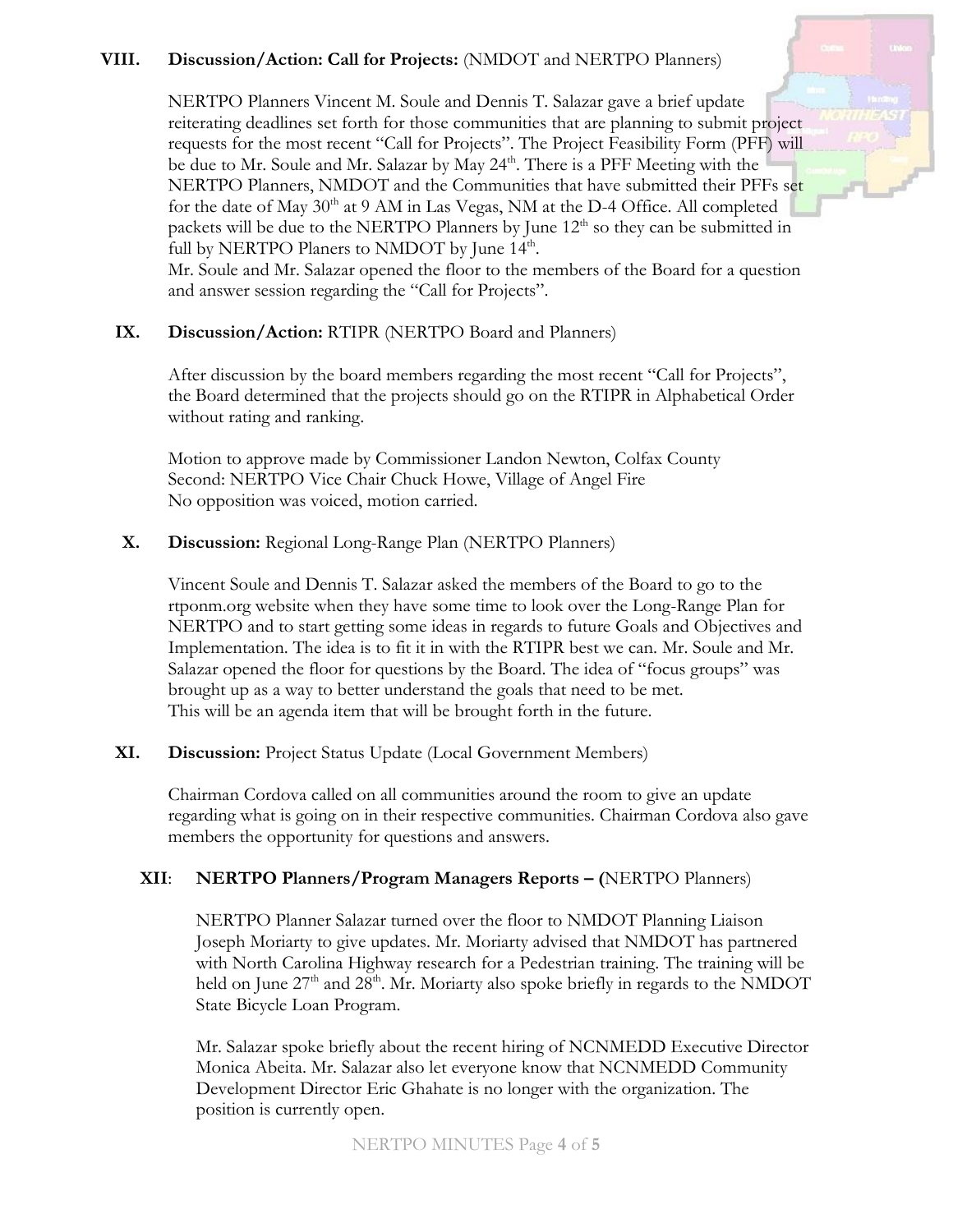**VIII. Discussion/Action: Call for Projects:** (NMDOT and NERTPO Planners)

NERTPO Planners Vincent M. Soule and Dennis T. Salazar gave a brief update reiterating deadlines set forth for those communities that are planning to submit project requests for the most recent "Call for Projects". The Project Feasibility Form (PFF) will be due to Mr. Soule and Mr. Salazar by May 24th. There is a PFF Meeting with the NERTPO Planners, NMDOT and the Communities that have submitted their PFFs set for the date of May 30th at 9 AM in Las Vegas, NM at the D-4 Office. All completed packets will be due to the NERTPO Planners by June 12th so they can be submitted in full by NERTPO Planers to NMDOT by June 14th.
Mr. Soule and Mr. Salazar opened the floor to the members of the Board for a question and answer session regarding the "Call for Projects".

**IX. Discussion/Action:** RTIPR (NERTPO Board and Planners)

After discussion by the board members regarding the most recent "Call for Projects", the Board determined that the projects should go on the RTIPR in Alphabetical Order without rating and ranking.

Motion to approve made by Commissioner Landon Newton, Colfax County
Second: NERTPO Vice Chair Chuck Howe, Village of Angel Fire
No opposition was voiced, motion carried.

**X. Discussion:** Regional Long-Range Plan (NERTPO Planners)

Vincent Soule and Dennis T. Salazar asked the members of the Board to go to the rtponm.org website when they have some time to look over the Long-Range Plan for NERTPO and to start getting some ideas in regards to future Goals and Objectives and Implementation. The idea is to fit it in with the RTIPR best we can. Mr. Soule and Mr. Salazar opened the floor for questions by the Board. The idea of "focus groups" was brought up as a way to better understand the goals that need to be met.
This will be an agenda item that will be brought forth in the future.

**XI. Discussion:** Project Status Update (Local Government Members)

Chairman Cordova called on all communities around the room to give an update regarding what is going on in their respective communities. Chairman Cordova also gave members the opportunity for questions and answers.

**XII: NERTPO Planners/Program Managers Reports – (**NERTPO Planners)

NERTPO Planner Salazar turned over the floor to NMDOT Planning Liaison Joseph Moriarty to give updates. Mr. Moriarty advised that NMDOT has partnered with North Carolina Highway research for a Pedestrian training. The training will be held on June 27th and 28th. Mr. Moriarty also spoke briefly in regards to the NMDOT State Bicycle Loan Program.

Mr. Salazar spoke briefly about the recent hiring of NCNMEDD Executive Director Monica Abeita. Mr. Salazar also let everyone know that NCNMEDD Community Development Director Eric Ghahate is no longer with the organization. The position is currently open.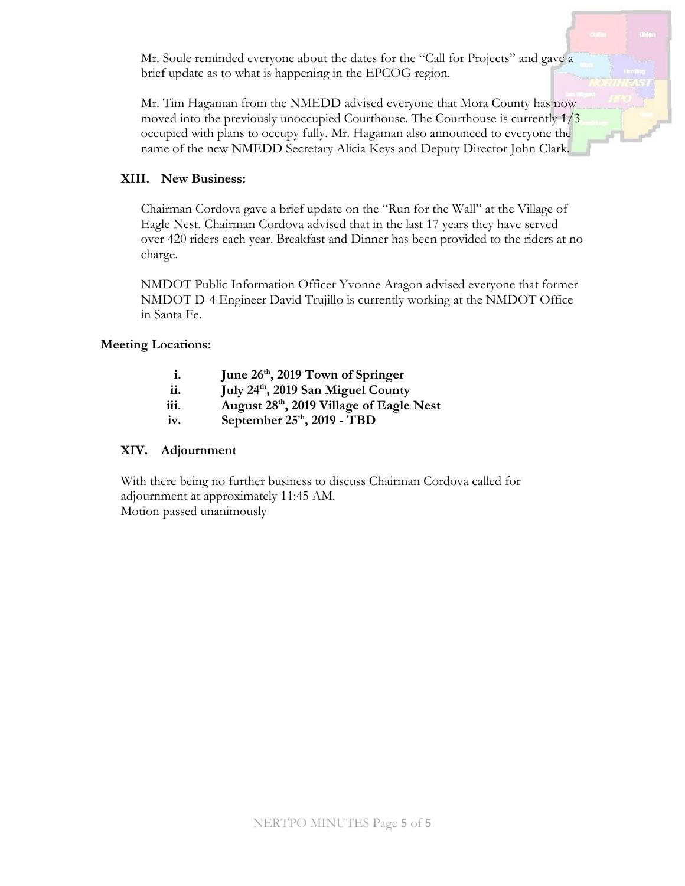Mr. Soule reminded everyone about the dates for the "Call for Projects" and gave a brief update as to what is happening in the EPCOG region.

Mr. Tim Hagaman from the NMEDD advised everyone that Mora County has now moved into the previously unoccupied Courthouse. The Courthouse is currently 1/3 occupied with plans to occupy fully. Mr. Hagaman also announced to everyone the name of the new NMEDD Secretary Alicia Keys and Deputy Director John Clark.

## XIII. New Business:

Chairman Cordova gave a brief update on the "Run for the Wall" at the Village of Eagle Nest. Chairman Cordova advised that in the last 17 years they have served over 420 riders each year. Breakfast and Dinner has been provided to the riders at no charge.

NMDOT Public Information Officer Yvonne Aragon advised everyone that former NMDOT D-4 Engineer David Trujillo is currently working at the NMDOT Office in Santa Fe.

## Meeting Locations:

i. **June 26th, 2019 Town of Springer**
ii. **July 24th, 2019 San Miguel County**
iii. **August 28th, 2019 Village of Eagle Nest**
iv. **September 25th, 2019 - TBD**

## XIV. Adjournment

With there being no further business to discuss Chairman Cordova called for adjournment at approximately 11:45 AM.
Motion passed unanimously